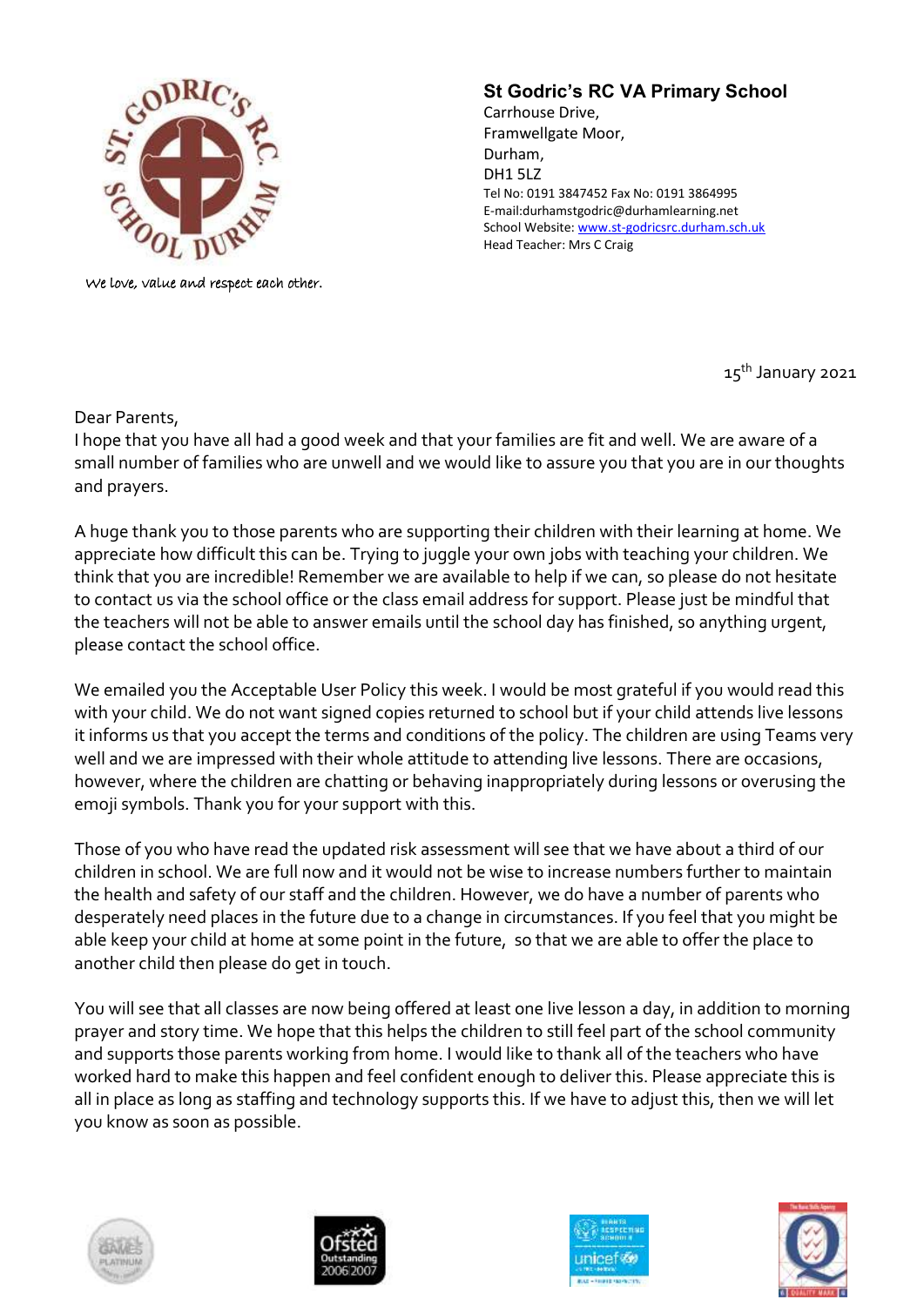We love, value and respect each other.

## St Godric's RC VA Primary School

Carrhouse Drive,
Framwellgate Moor,
Durham,
DH1 5LZ
Tel No: 0191 3847452 Fax No: 0191 3864995
E-mail:durhamstgodric@durhamlearning.net
School Website: www.st-godricsrc.durham.sch.uk
Head Teacher: Mrs C Craig

15th January 2021

Dear Parents,

I hope that you have all had a good week and that your families are fit and well. We are aware of a small number of families who are unwell and we would like to assure you that you are in our thoughts and prayers.

A huge thank you to those parents who are supporting their children with their learning at home. We appreciate how difficult this can be. Trying to juggle your own jobs with teaching your children. We think that you are incredible! Remember we are available to help if we can, so please do not hesitate to contact us via the school office or the class email address for support. Please just be mindful that the teachers will not be able to answer emails until the school day has finished, so anything urgent, please contact the school office.

We emailed you the Acceptable User Policy this week. I would be most grateful if you would read this with your child. We do not want signed copies returned to school but if your child attends live lessons it informs us that you accept the terms and conditions of the policy. The children are using Teams very well and we are impressed with their whole attitude to attending live lessons. There are occasions, however, where the children are chatting or behaving inappropriately during lessons or overusing the emoji symbols. Thank you for your support with this.

Those of you who have read the updated risk assessment will see that we have about a third of our children in school. We are full now and it would not be wise to increase numbers further to maintain the health and safety of our staff and the children. However, we do have a number of parents who desperately need places in the future due to a change in circumstances. If you feel that you might be able keep your child at home at some point in the future, so that we are able to offer the place to another child then please do get in touch.

You will see that all classes are now being offered at least one live lesson a day, in addition to morning prayer and story time. We hope that this helps the children to still feel part of the school community and supports those parents working from home. I would like to thank all of the teachers who have worked hard to make this happen and feel confident enough to deliver this. Please appreciate this is all in place as long as staffing and technology supports this. If we have to adjust this, then we will let you know as soon as possible.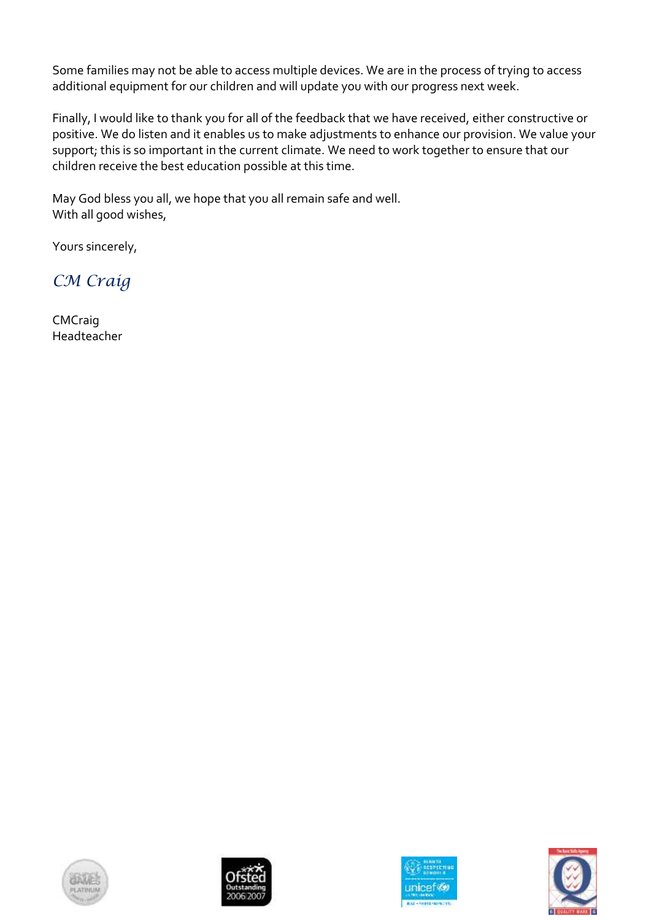Some families may not be able to access multiple devices. We are in the process of trying to access additional equipment for our children and will update you with our progress next week.

Finally, I would like to thank you for all of the feedback that we have received, either constructive or positive. We do listen and it enables us to make adjustments to enhance our provision. We value your support; this is so important in the current climate. We need to work together to ensure that our children receive the best education possible at this time.

May God bless you all, we hope that you all remain safe and well.
With all good wishes,

Yours sincerely,

*CM Craig*

CMCraig
Headteacher